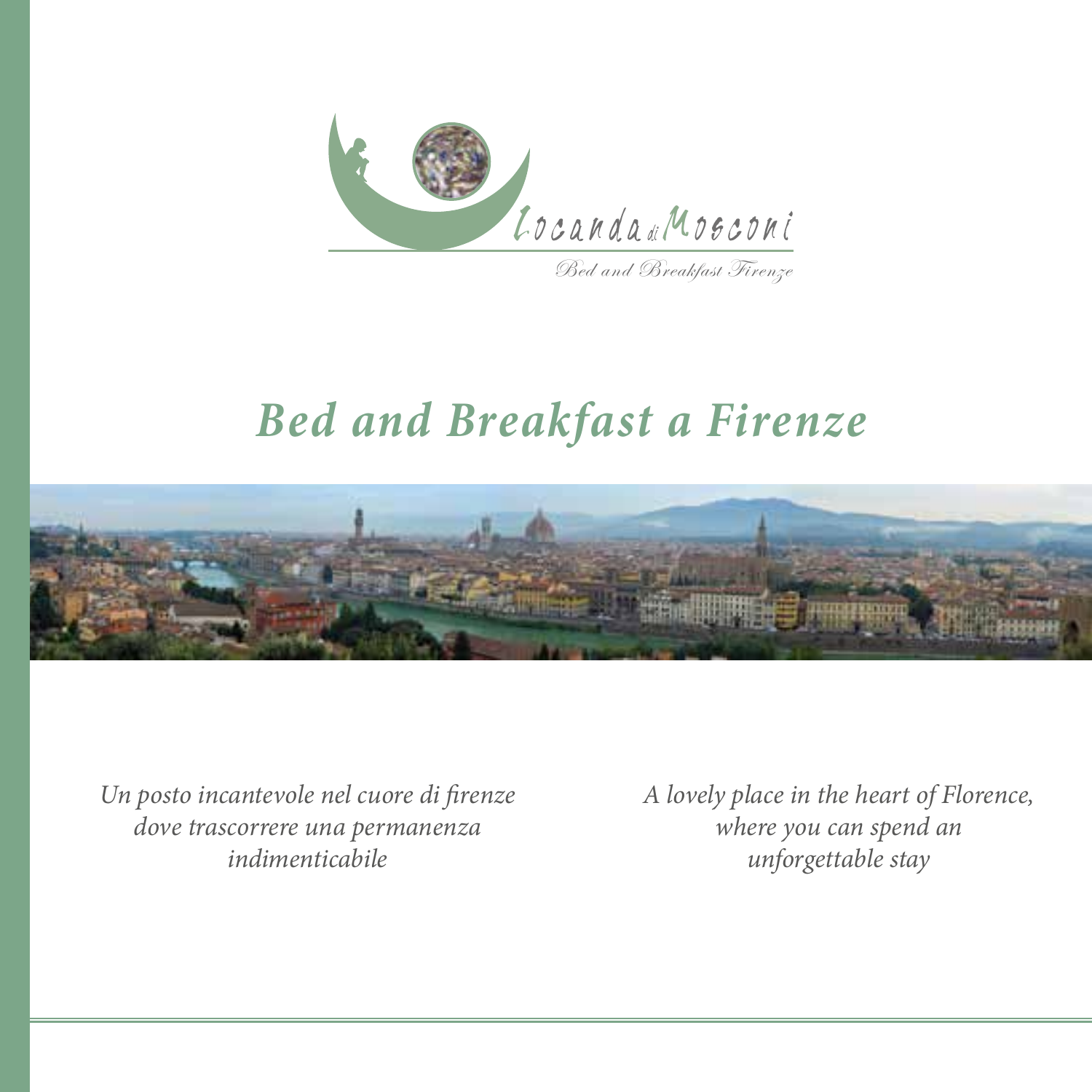Locanda di Mosconi

Bed and Breakfast Firenze

# *Bed and Breakfast a Firenze*

*Un posto incantevole nel cuore di firenze dove trascorrere una permanenza indimenticabile*

*A lovely place in the heart of Florence, where you can spend an unforgettable stay*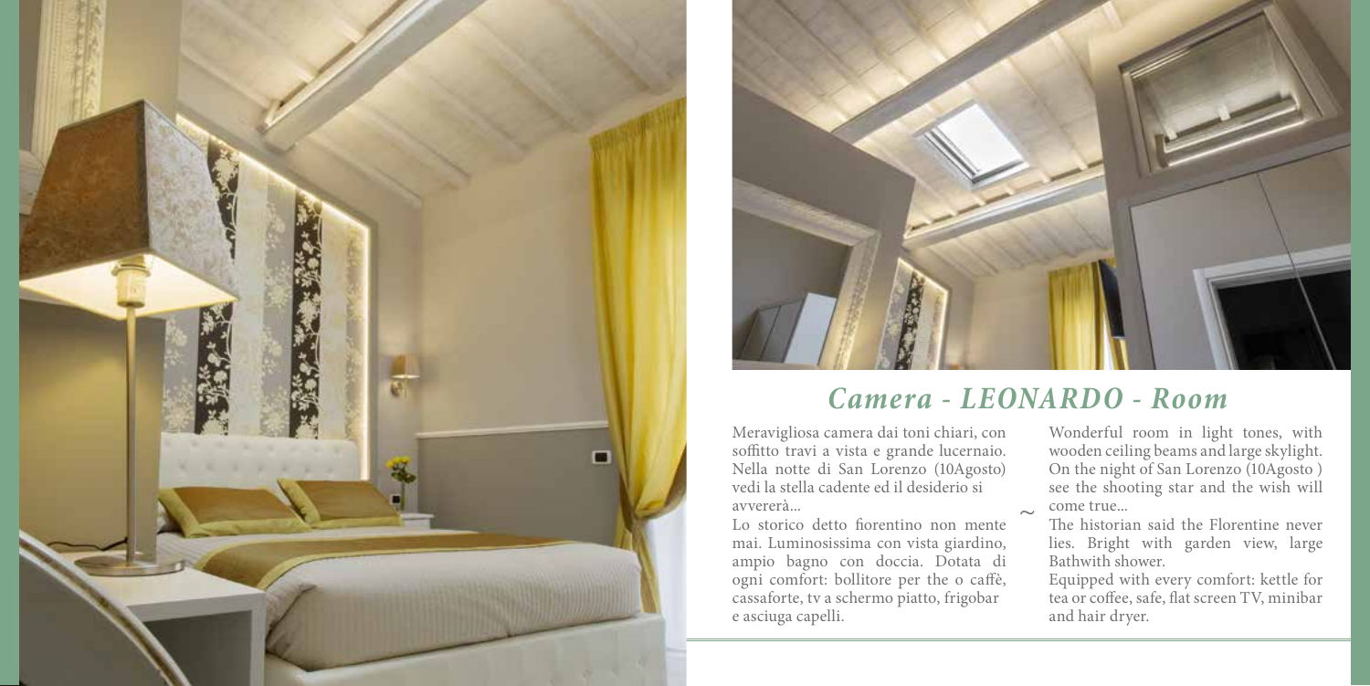## *Camera - LEONARDO - Room*

Meravigliosa camera dai toni chiari, con soffitto travi a vista e grande lucernaio. Nella notte di San Lorenzo (10Agosto) vedi la stella cadente ed il desiderio si avvererà...

Lo storico detto fiorentino non mente mai. Luminosissima con vista giardino, ampio bagno con doccia. Dotata di ogni comfort: bollitore per the o caffè, cassaforte, tv a schermo piatto, frigobar e asciuga capelli.

~

Wonderful room in light tones, with wooden ceiling beams and large skylight. On the night of San Lorenzo (10Agosto ) see the shooting star and the wish will come true...

The historian said the Florentine never lies. Bright with garden view, large Bathwith shower.

Equipped with every comfort: kettle for tea or coffee, safe, flat screen TV, minibar and hair dryer.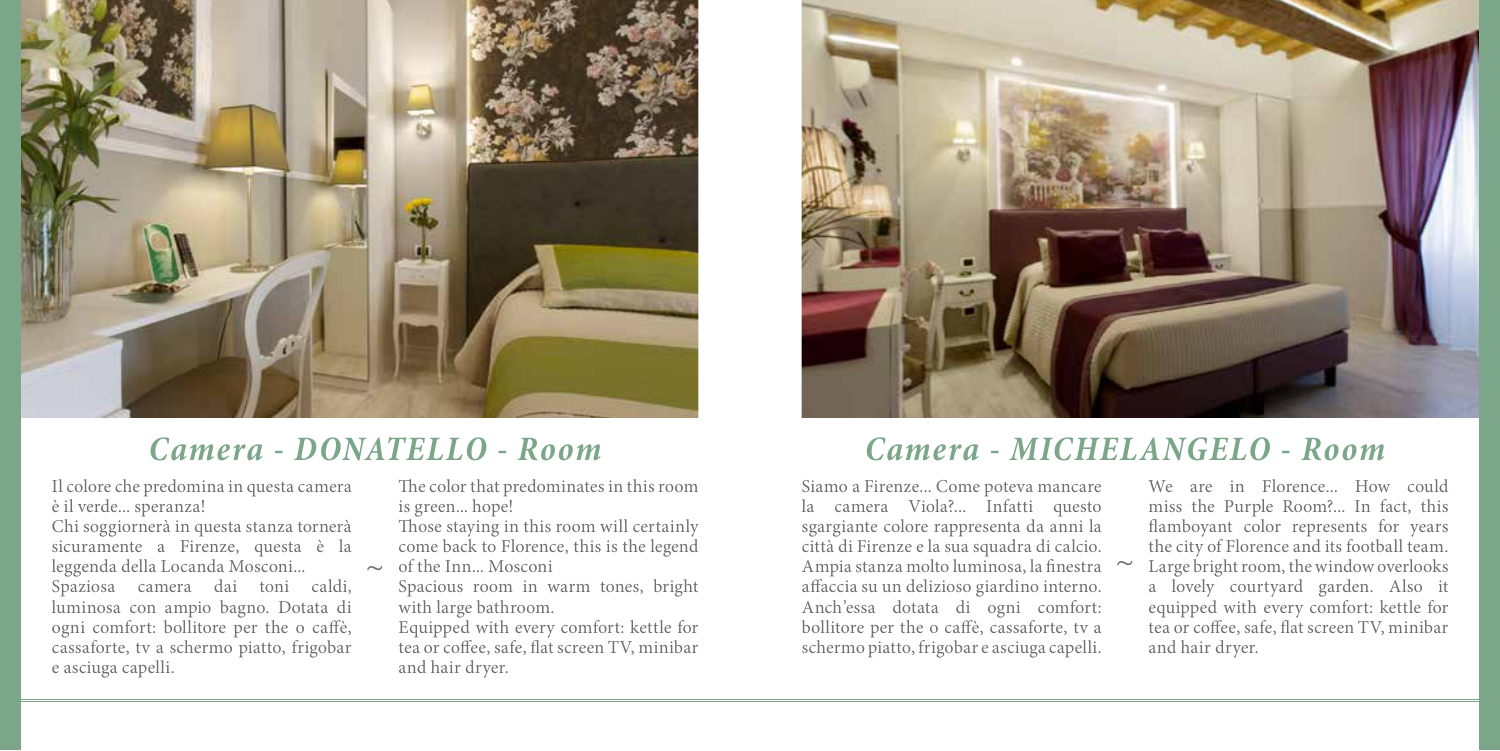## *Camera - DONATELLO - Room*

Il colore che predomina in questa camera è il verde... speranza!
Chi soggiornerà in questa stanza tornerà sicuramente a Firenze, questa è la leggenda della Locanda Mosconi...
Spaziosa camera dai toni caldi, luminosa con ampio bagno. Dotata di ogni comfort: bollitore per the o caffè, cassaforte, tv a schermo piatto, frigobar e asciuga capelli.

~

The color that predominates in this room is green... hope!
Those staying in this room will certainly come back to Florence, this is the legend of the Inn... Mosconi
Spacious room in warm tones, bright with large bathroom.
Equipped with every comfort: kettle for tea or coffee, safe, flat screen TV, minibar and hair dryer.

## *Camera - MICHELANGELO - Room*

Siamo a Firenze... Come poteva mancare la camera Viola?... Infatti questo sgargiante colore rappresenta da anni la città di Firenze e la sua squadra di calcio.
Ampia stanza molto luminosa, la finestra affaccia su un delizioso giardino interno.
Anch'essa dotata di ogni comfort: bollitore per the o caffè, cassaforte, tv a schermo piatto, frigobar e asciuga capelli.

~

We are in Florence... How could miss the Purple Room?... In fact, this flamboyant color represents for years the city of Florence and its football team.
Large bright room, the window overlooks a lovely courtyard garden. Also it equipped with every comfort: kettle for tea or coffee, safe, flat screen TV, minibar and hair dryer.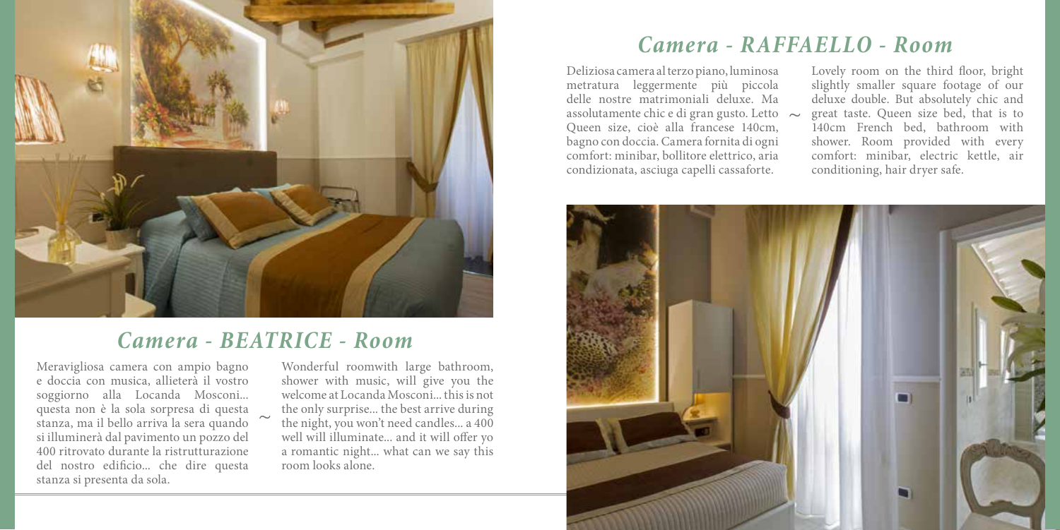## *Camera - BEATRICE - Room*

Meravigliosa camera con ampio bagno e doccia con musica, allieterà il vostro soggiorno alla Locanda Mosconi... questa non è la sola sorpresa di questa stanza, ma il bello arriva la sera quando si illuminerà dal pavimento un pozzo del 400 ritrovato durante la ristrutturazione del nostro edificio... che dire questa stanza si presenta da sola.

~

Wonderful roomwith large bathroom, shower with music, will give you the welcome at Locanda Mosconi... this is not the only surprise... the best arrive during the night, you won't need candles... a 400 well will illuminate... and it will offer yo a romantic night... what can we say this room looks alone.

## *Camera - RAFFAELLO - Room*

Deliziosa camera al terzo piano, luminosa metratura leggermente più piccola delle nostre matrimoniali deluxe. Ma assolutamente chic e di gran gusto. Letto Queen size, cioè alla francese 140cm, bagno con doccia. Camera fornita di ogni comfort: minibar, bollitore elettrico, aria condizionata, asciuga capelli cassaforte.

~

Lovely room on the third floor, bright slightly smaller square footage of our deluxe double. But absolutely chic and great taste. Queen size bed, that is to 140cm French bed, bathroom with shower. Room provided with every comfort: minibar, electric kettle, air conditioning, hair dryer safe.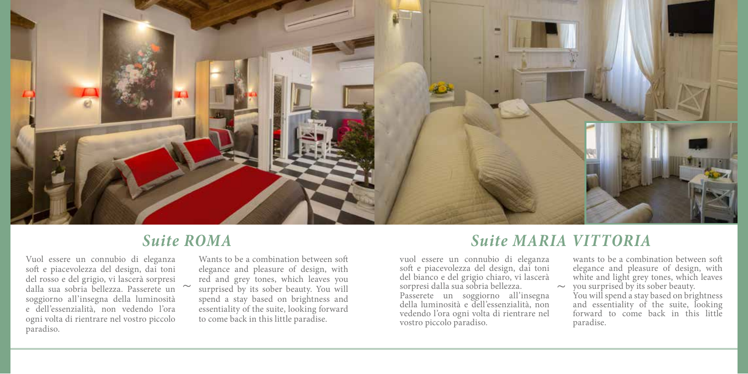## *Suite ROMA*

Vuol essere un connubio di eleganza soft e piacevolezza del design, dai toni del rosso e del grigio, vi lascerà sorpresi dalla sua sobria bellezza. Passerete un soggiorno all'insegna della luminosità e dell'essenzialità, non vedendo l'ora ogni volta di rientrare nel vostro piccolo paradiso.

~

Wants to be a combination between soft elegance and pleasure of design, with red and grey tones, which leaves you surprised by its sober beauty. You will spend a stay based on brightness and essentiality of the suite, looking forward to come back in this little paradise.

## *Suite MARIA VITTORIA*

vuol essere un connubio di eleganza soft e piacevolezza del design, dai toni del bianco e del grigio chiaro, vi lascerà sorpresi dalla sua sobria bellezza.
Passerete un soggiorno all'insegna della luminosità e dell'essenzialità, non vedendo l'ora ogni volta di rientrare nel vostro piccolo paradiso.

~

wants to be a combination between soft elegance and pleasure of design, with white and light grey tones, which leaves you surprised by its sober beauty.
You will spend a stay based on brightness and essentiality of the suite, looking forward to come back in this little paradise.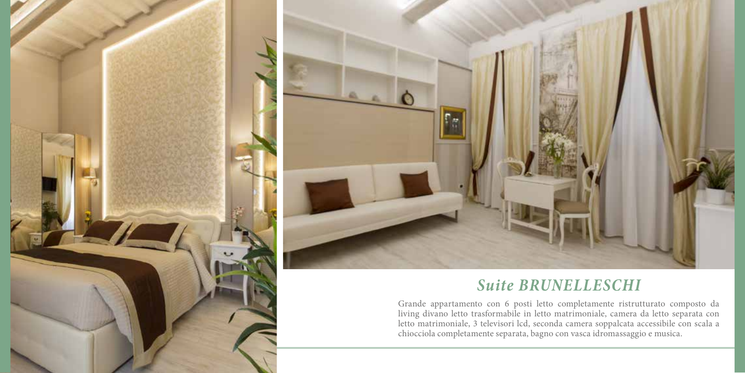## *Suite BRUNELLESCHI*

Grande appartamento con 6 posti letto completamente ristrutturato composto da living divano letto trasformabile in letto matrimoniale, camera da letto separata con letto matrimoniale, 3 televisori lcd, seconda camera soppalcata accessibile con scala a chiocciola completamente separata, bagno con vasca idromassaggio e musica.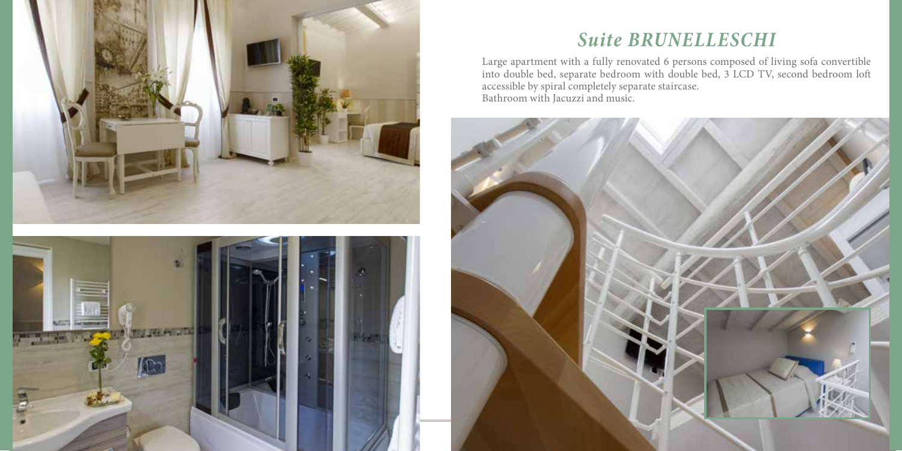# *Suite BRUNELLESCHI*

Large apartment with a fully renovated 6 persons composed of living sofa convertible into double bed, separate bedroom with double bed, 3 LCD TV, second bedroom loft accessible by spiral completely separate staircase.
Bathroom with Jacuzzi and music.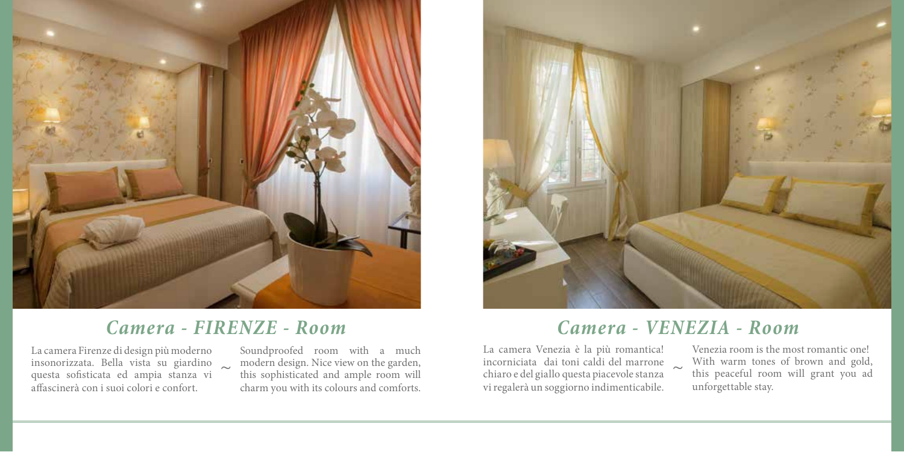## *Camera - FIRENZE - Room*

La camera Firenze di design più moderno insonorizzata. Bella vista su giardino questa sofisticata ed ampia stanza vi affascinerà con i suoi colori e confort.

~

Soundproofed room with a much modern design. Nice view on the garden, this sophisticated and ample room will charm you with its colours and comforts.

## *Camera - VENEZIA - Room*

La camera Venezia è la più romantica! incorniciata dai toni caldi del marrone chiaro e del giallo questa piacevole stanza vi regalerà un soggiorno indimenticabile.

~

Venezia room is the most romantic one! With warm tones of brown and gold, this peaceful room will grant you ad unforgettable stay.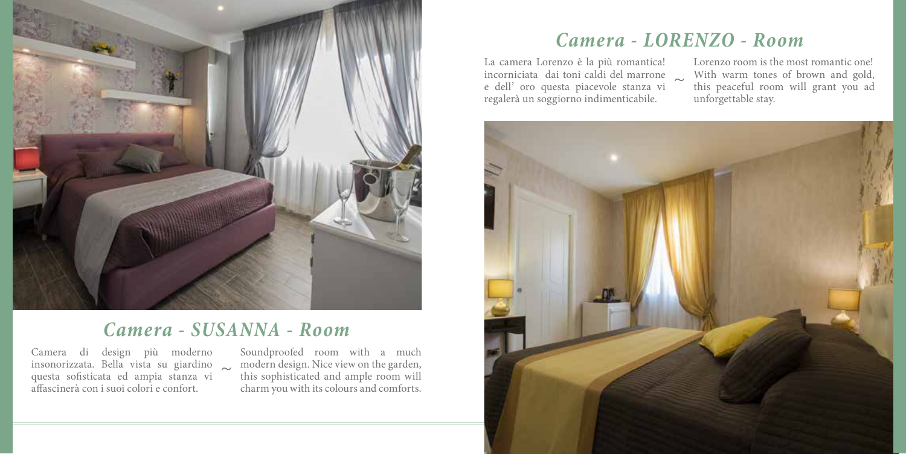## *Camera - SUSANNA - Room*

Camera di design più moderno insonorizzata. Bella vista su giardino questa sofisticata ed ampia stanza vi affascinerà con i suoi colori e confort.

~

Soundproofed room with a much modern design. Nice view on the garden, this sophisticated and ample room will charm you with its colours and comforts.

## *Camera - LORENZO - Room*

La camera Lorenzo è la più romantica! incorniciata dai toni caldi del marrone e dell' oro questa piacevole stanza vi regalerà un soggiorno indimenticabile.

~

Lorenzo room is the most romantic one! With warm tones of brown and gold, this peaceful room will grant you ad unforgettable stay.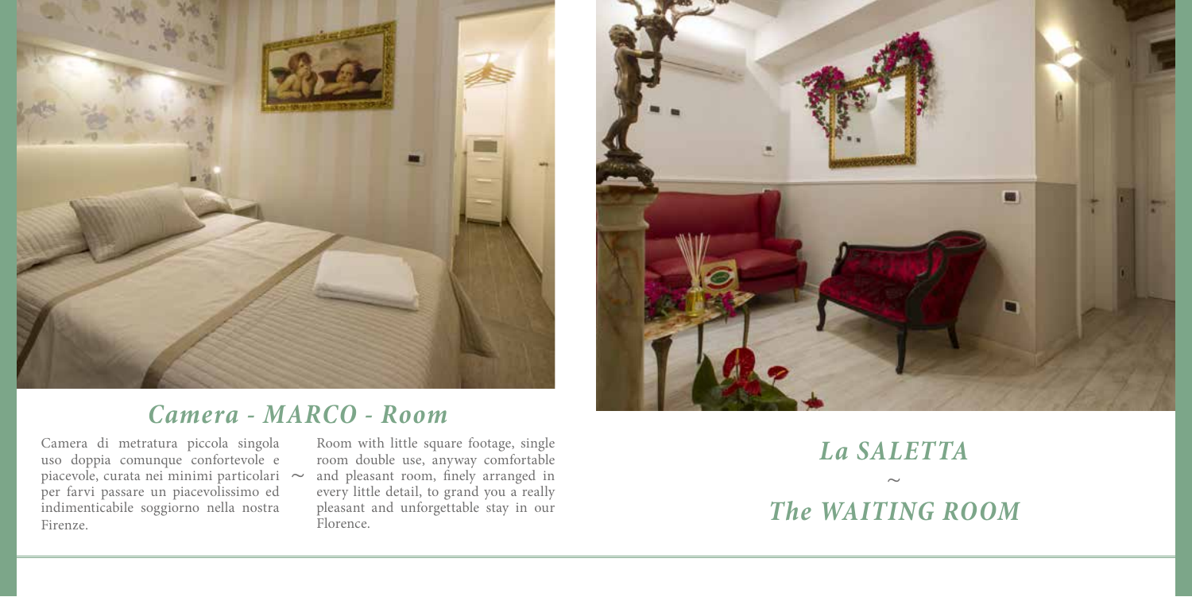## *Camera - MARCO - Room*

Camera di metratura piccola singola uso doppia comunque confortevole e piacevole, curata nei minimi particolari per farvi passare un piacevolissimo ed indimenticabile soggiorno nella nostra Firenze.

~

Room with little square footage, single room double use, anyway comfortable and pleasant room, finely arranged in every little detail, to grand you a really pleasant and unforgettable stay in our Florence.

## *La SALETTA*

~

## *The WAITING ROOM*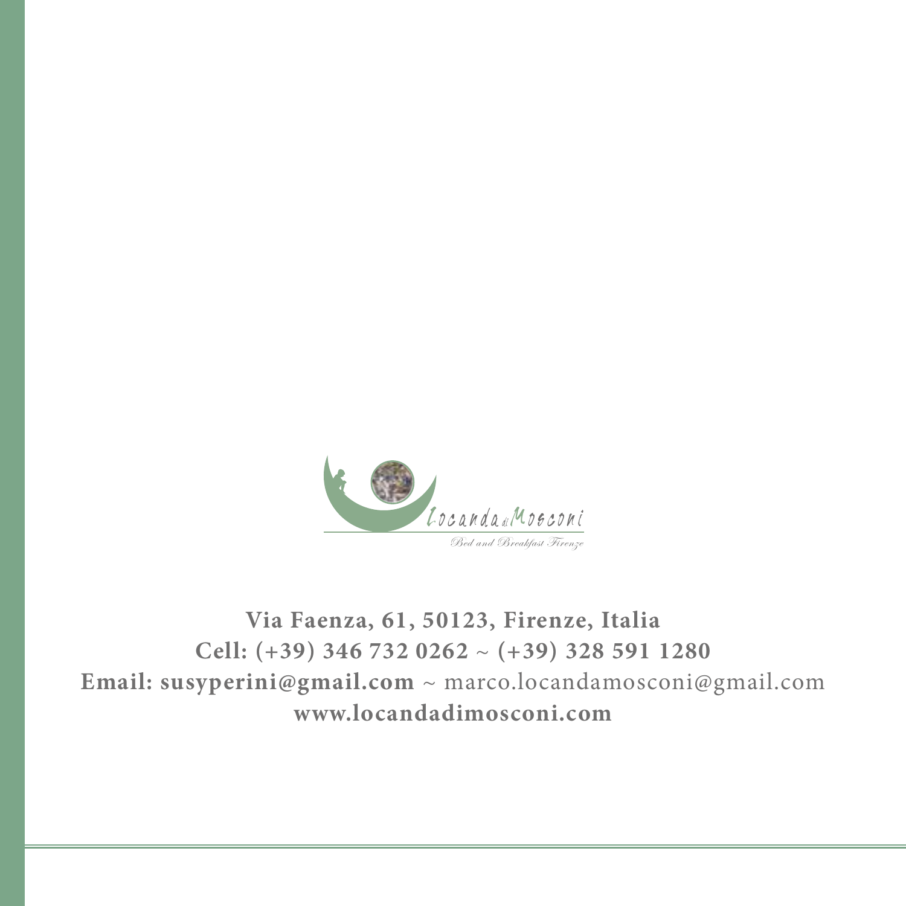Locanda di Mosconi

*Bed and Breakfast Firenze*

**Via Faenza, 61, 50123, Firenze, Italia**

**Cell: (+39) 346 732 0262 ~ (+39) 328 591 1280**

**Email: susyperini@gmail.com** ~ marco.locandamosconi@gmail.com

**www.locandadimosconi.com**